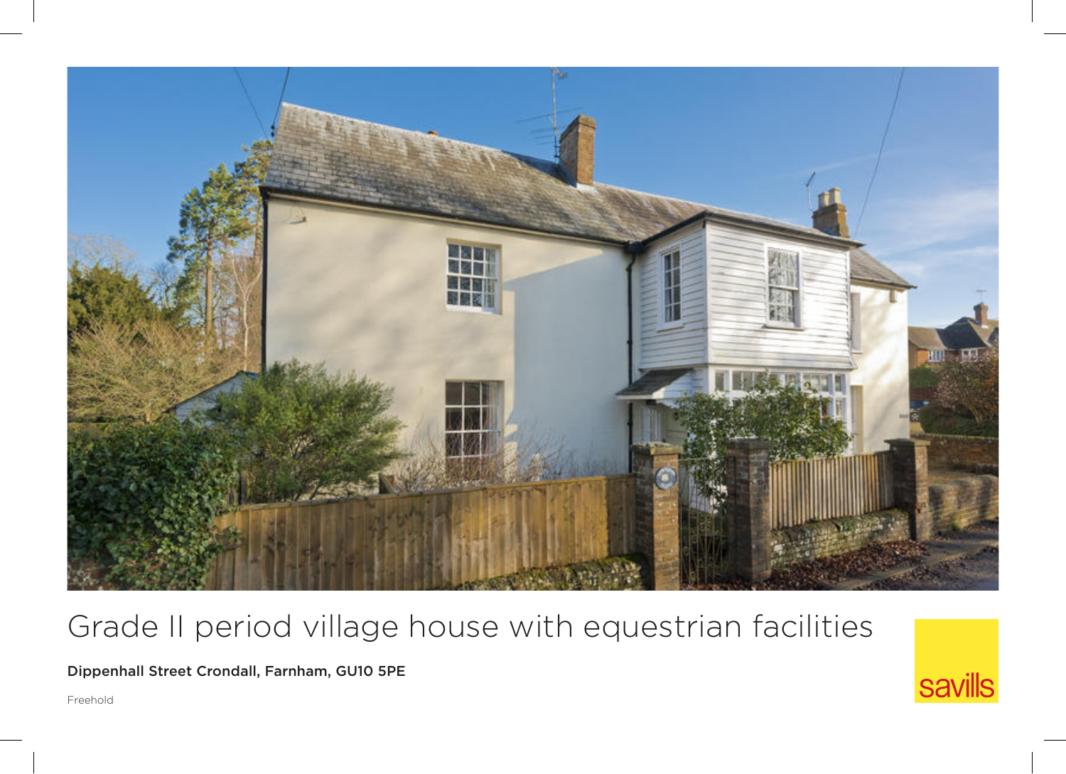# Grade II period village house with equestrian facilities

**Dippenhall Street Crondall, Farnham, GU10 5PE**

Freehold

savills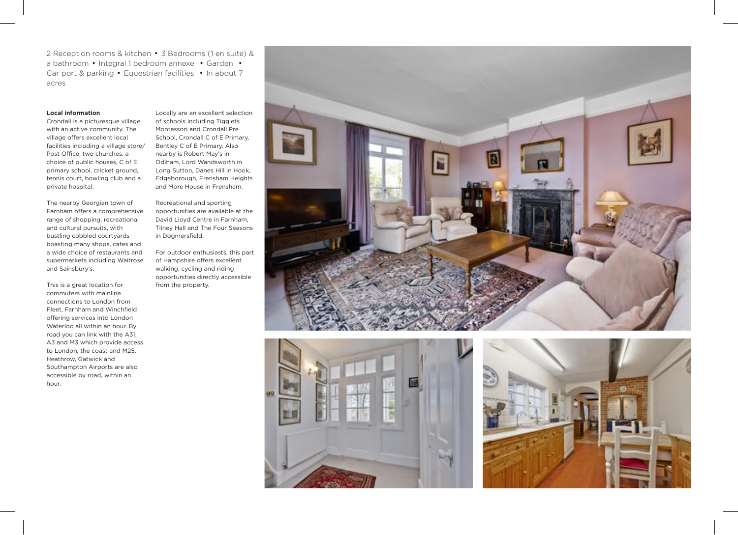2 Reception rooms & kitchen • 3 Bedrooms (1 en suite) & a bathroom • Integral 1 bedroom annexe • Garden • Car port & parking • Equestrian facilities • In about 7 acres

**Local information**

Crondall is a picturesque village with an active community. The village offers excellent local facilities including a village store/ Post Office, two churches, a choice of public houses, C of E primary school, cricket ground, tennis court, bowling club and a private hospital.

The nearby Georgian town of Farnham offers a comprehensive range of shopping, recreational and cultural pursuits, with bustling cobbled courtyards boasting many shops, cafes and a wide choice of restaurants and supermarkets including Waitrose and Sainsbury's.

This is a great location for commuters with mainline connections to London from Fleet, Farnham and Winchfield offering services into London Waterloo all within an hour. By road you can link with the A31, A3 and M3 which provide access to London, the coast and M25. Heathrow, Gatwick and Southampton Airports are also accessible by road, within an hour.

Locally are an excellent selection of schools including Tigglets Montessori and Crondall Pre School, Crondall C of E Primary, Bentley C of E Primary. Also nearby is Robert May's in Odiham, Lord Wandsworth in Long Sutton, Danes Hill in Hook, Edgeborough, Frensham Heights and More House in Frensham.

Recreational and sporting opportunities are available at the David Lloyd Centre in Farnham, Tilney Hall and The Four Seasons in Dogmersfield.

For outdoor enthusiasts, this part of Hampshire offers excellent walking, cycling and riding opportunities directly accessible from the property.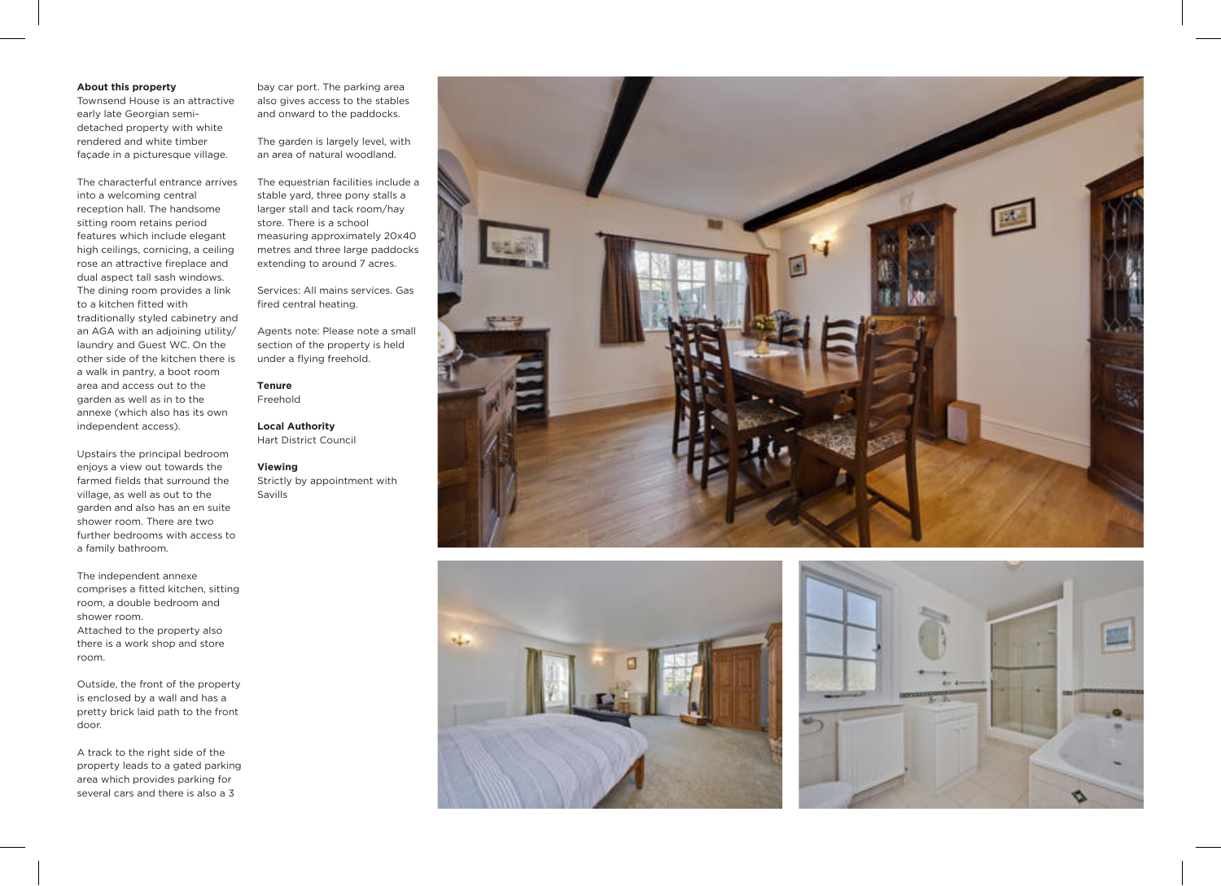**About this property**

Townsend House is an attractive early late Georgian semi-detached property with white rendered and white timber façade in a picturesque village.

The characterful entrance arrives into a welcoming central reception hall. The handsome sitting room retains period features which include elegant high ceilings, cornicing, a ceiling rose an attractive fireplace and dual aspect tall sash windows. The dining room provides a link to a kitchen fitted with traditionally styled cabinetry and an AGA with an adjoining utility/laundry and Guest WC. On the other side of the kitchen there is a walk in pantry, a boot room area and access out to the garden as well as in to the annexe (which also has its own independent access).

Upstairs the principal bedroom enjoys a view out towards the farmed fields that surround the village, as well as out to the garden and also has an en suite shower room. There are two further bedrooms with access to a family bathroom.

The independent annexe comprises a fitted kitchen, sitting room, a double bedroom and shower room.
Attached to the property also there is a work shop and store room.

Outside, the front of the property is enclosed by a wall and has a pretty brick laid path to the front door.

A track to the right side of the property leads to a gated parking area which provides parking for several cars and there is also a 3 bay car port. The parking area also gives access to the stables and onward to the paddocks.

The garden is largely level, with an area of natural woodland.

The equestrian facilities include a stable yard, three pony stalls a larger stall and tack room/hay store. There is a school measuring approximately 20x40 metres and three large paddocks extending to around 7 acres.

Services: All mains services. Gas fired central heating.

Agents note: Please note a small section of the property is held under a flying freehold.

**Tenure**
Freehold

**Local Authority**
Hart District Council

**Viewing**
Strictly by appointment with Savills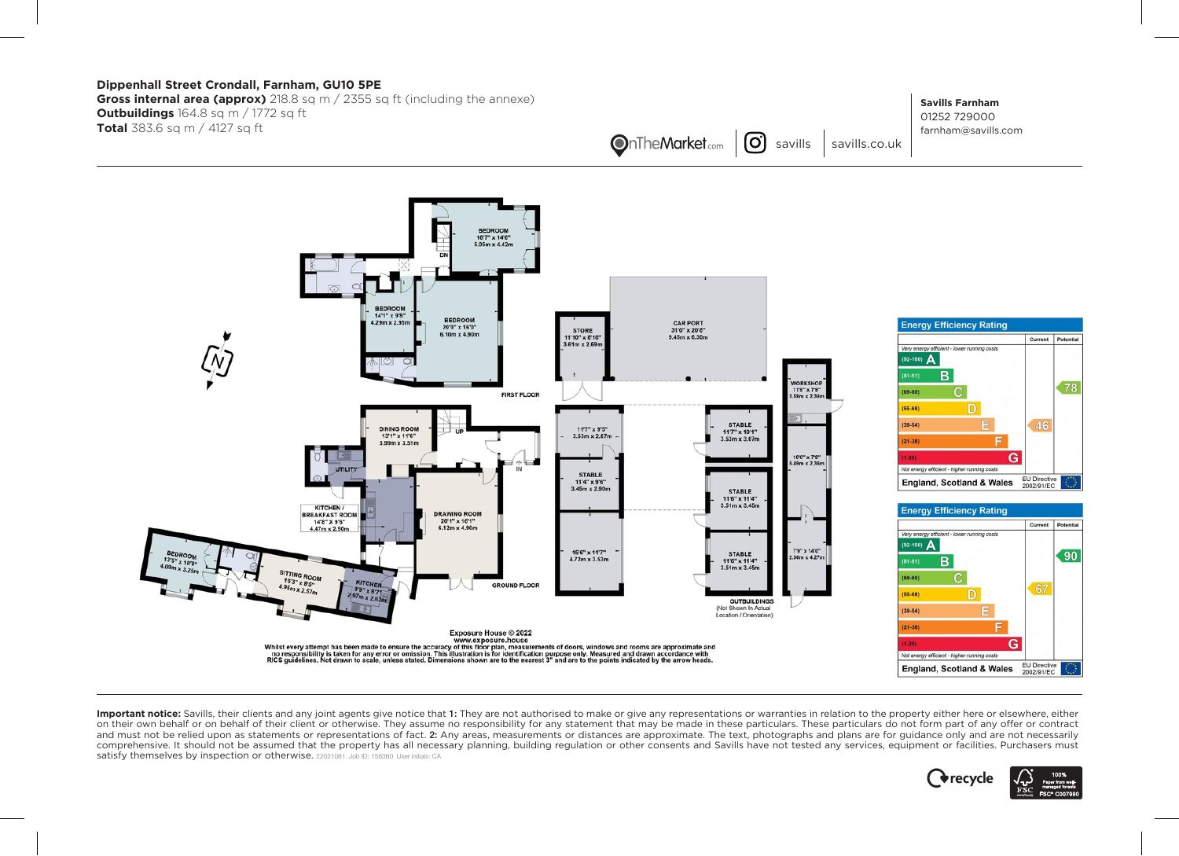**Dippenhall Street Crondall, Farnham, GU10 5PE**
**Gross internal area (approx)** 218.8 sq m / 2355 sq ft (including the annexe)
**Outbuildings** 164.8 sq m / 1772 sq ft
**Total** 383.6 sq m / 4127 sq ft

OnTheMarket.com | savills | savills.co.uk

**Savills Farnham**
01252 729000
farnham@savills.com

BEDROOM
16'7" x 14'6"
5.05m x 4.42m

BEDROOM
14'1" x 9'8"
4.29m x 2.95m

BEDROOM
20'0" x 16'0"
6.10m x 4.90m

FIRST FLOOR

DINING ROOM
13'1" x 11'6"
3.99m x 3.51m

UTILITY

KITCHEN / BREAKFAST ROOM
14'8" x 9'6"
4.47m x 2.90m

DRAWING ROOM
20'1" x 16'1"
6.12m x 4.90m

BEDROOM
13'5" x 10'8"
4.09m x 3.25m

SITTING ROOM
16'3" x 8'5"
4.95m x 2.57m

KITCHEN
9'9" x 8'7"
2.97m x 2.62m

GROUND FLOOR

STORE
11'10" x 8'10"
3.61m x 2.69m

CAR PORT
31'0" x 20'8"
9.45m x 6.30m

11'7" x 9'3"
3.53m x 2.87m

STABLE
11'4" x 9'6"
3.45m x 2.90m

15'6" x 11'7"
4.72m x 3.53m

STABLE
11'7" x 10'1"
3.53m x 3.07m

STABLE
11'6" x 11'4"
3.51m x 3.45m

STABLE
11'6" x 11'4"
3.51m x 3.45m

WORKSHOP
11'9" x 7'9"
3.58m x 2.36m

18'0" x 7'9"
5.49m x 2.36m

7'9" x 14'0"
2.36m x 4.27m

OUTBUILDINGS
(Not Shown In Actual Location / Orientation)

Exposure House © 2022
www.exposure.house
Whilst every attempt has been made to ensure the accuracy of this floor plan, measurements of doors, windows and rooms are approximate and no responsibility is taken for any error or omission. This illustration is for identification purpose only. Measured and drawn accordance with RICS guidelines. Not drawn to scale, unless stated. Dimensions shown are to the nearest 3" and are to the points indicated by the arrow heads.

**Energy Efficiency Rating**

| | Current | Potential |
|---|---|---|
| *Very energy efficient - lower running costs* | | |
| (92-100) A | | |
| (81-91) B | | |
| (69-80) C | | 78 |
| (55-68) D | | |
| (39-54) E | 46 | |
| (21-38) F | | |
| (1-20) G | | |
| *Not energy efficient - higher running costs* | | |
| England, Scotland & Wales | EU Directive 2002/91/EC | |

**Energy Efficiency Rating**

| | Current | Potential |
|---|---|---|
| *Very energy efficient - lower running costs* | | |
| (92-100) A | | 90 |
| (81-91) B | | |
| (69-80) C | | |
| (55-68) D | 67 | |
| (39-54) E | | |
| (21-38) F | | |
| (1-20) G | | |
| *Not energy efficient - higher running costs* | | |
| England, Scotland & Wales | EU Directive 2002/91/EC | |

**Important notice:** Savills, their clients and any joint agents give notice that **1:** They are not authorised to make or give any representations or warranties in relation to the property either here or elsewhere, either on their own behalf or on behalf of their client or otherwise. They assume no responsibility for any statement that may be made in these particulars. These particulars do not form part of any offer or contract and must not be relied upon as statements or representations of fact. **2:** Any areas, measurements or distances are approximate. The text, photographs and plans are for guidance only and are not necessarily comprehensive. It should not be assumed that the property has all necessary planning, building regulation or other consents and Savills have not tested any services, equipment or facilities. Purchasers must satisfy themselves by inspection or otherwise. 22021081 Job ID: 156360 User initials: CA

recycle

100% Paper from well-managed forests FSC® C007990